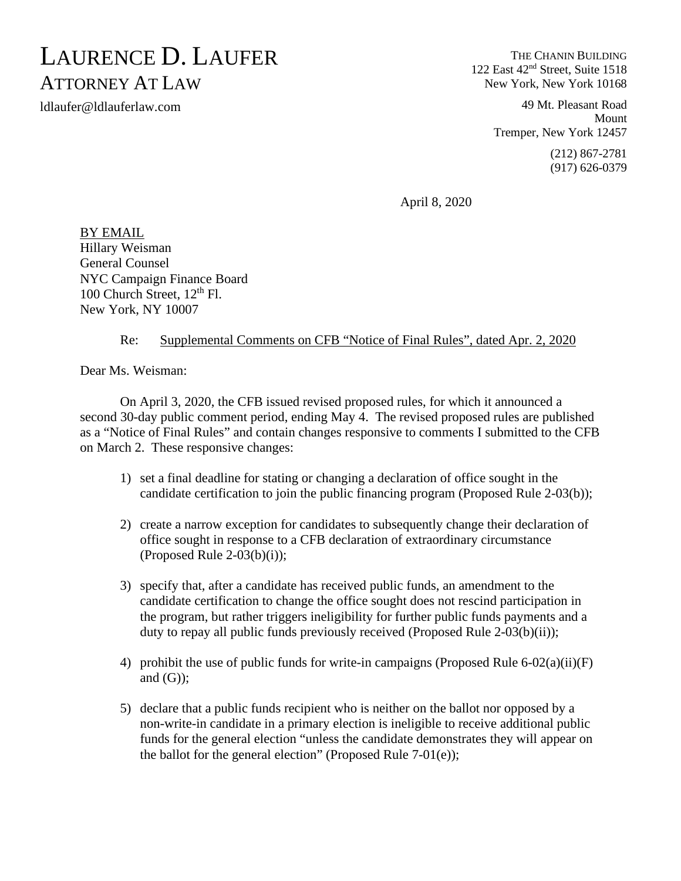# LAURENCE D. LAUFER
## ATTORNEY AT LAW

ldlaufer@ldlauferlaw.com

THE CHANIN BUILDING
122 East 42nd Street, Suite 1518
New York, New York 10168

49 Mt. Pleasant Road
Mount
Tremper, New York 12457

(212) 867-2781
(917) 626-0379

April 8, 2020

BY EMAIL
Hillary Weisman
General Counsel
NYC Campaign Finance Board
100 Church Street, 12th Fl.
New York, NY 10007

Re: Supplemental Comments on CFB "Notice of Final Rules", dated Apr. 2, 2020

Dear Ms. Weisman:

On April 3, 2020, the CFB issued revised proposed rules, for which it announced a second 30-day public comment period, ending May 4. The revised proposed rules are published as a "Notice of Final Rules" and contain changes responsive to comments I submitted to the CFB on March 2. These responsive changes:

1) set a final deadline for stating or changing a declaration of office sought in the candidate certification to join the public financing program (Proposed Rule 2-03(b));

2) create a narrow exception for candidates to subsequently change their declaration of office sought in response to a CFB declaration of extraordinary circumstance (Proposed Rule 2-03(b)(i));

3) specify that, after a candidate has received public funds, an amendment to the candidate certification to change the office sought does not rescind participation in the program, but rather triggers ineligibility for further public funds payments and a duty to repay all public funds previously received (Proposed Rule 2-03(b)(ii));

4) prohibit the use of public funds for write-in campaigns (Proposed Rule 6-02(a)(ii)(F) and (G));

5) declare that a public funds recipient who is neither on the ballot nor opposed by a non-write-in candidate in a primary election is ineligible to receive additional public funds for the general election "unless the candidate demonstrates they will appear on the ballot for the general election" (Proposed Rule 7-01(e));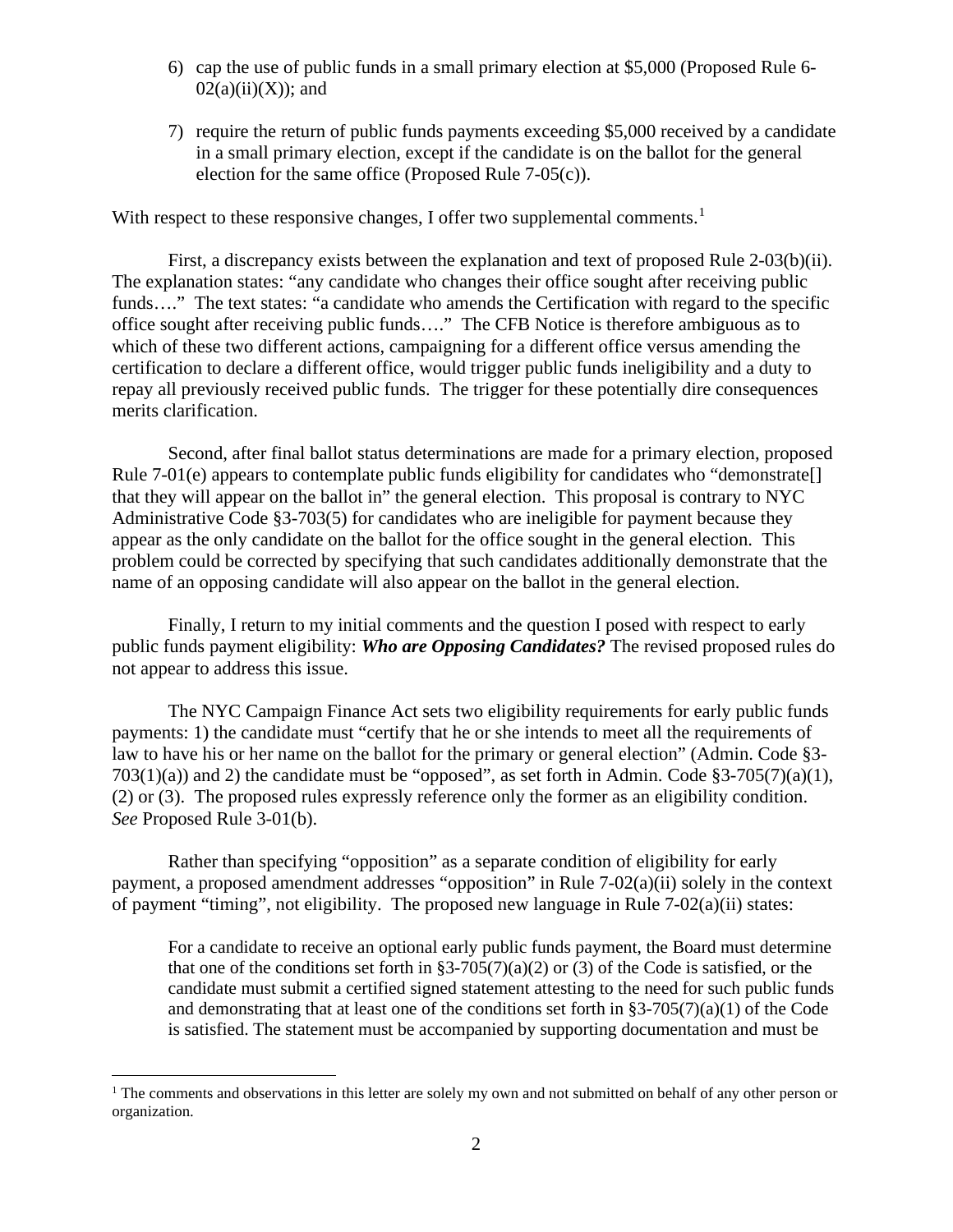6) cap the use of public funds in a small primary election at $5,000 (Proposed Rule 6-02(a)(ii)(X)); and

7) require the return of public funds payments exceeding $5,000 received by a candidate in a small primary election, except if the candidate is on the ballot for the general election for the same office (Proposed Rule 7-05(c)).

With respect to these responsive changes, I offer two supplemental comments.[1]

First, a discrepancy exists between the explanation and text of proposed Rule 2-03(b)(ii). The explanation states: "any candidate who changes their office sought after receiving public funds…." The text states: "a candidate who amends the Certification with regard to the specific office sought after receiving public funds…." The CFB Notice is therefore ambiguous as to which of these two different actions, campaigning for a different office versus amending the certification to declare a different office, would trigger public funds ineligibility and a duty to repay all previously received public funds. The trigger for these potentially dire consequences merits clarification.

Second, after final ballot status determinations are made for a primary election, proposed Rule 7-01(e) appears to contemplate public funds eligibility for candidates who "demonstrate[] that they will appear on the ballot in" the general election. This proposal is contrary to NYC Administrative Code §3-703(5) for candidates who are ineligible for payment because they appear as the only candidate on the ballot for the office sought in the general election. This problem could be corrected by specifying that such candidates additionally demonstrate that the name of an opposing candidate will also appear on the ballot in the general election.

Finally, I return to my initial comments and the question I posed with respect to early public funds payment eligibility: ***Who are Opposing Candidates?*** The revised proposed rules do not appear to address this issue.

The NYC Campaign Finance Act sets two eligibility requirements for early public funds payments: 1) the candidate must "certify that he or she intends to meet all the requirements of law to have his or her name on the ballot for the primary or general election" (Admin. Code §3-703(1)(a)) and 2) the candidate must be "opposed", as set forth in Admin. Code §3-705(7)(a)(1), (2) or (3). The proposed rules expressly reference only the former as an eligibility condition. *See* Proposed Rule 3-01(b).

Rather than specifying "opposition" as a separate condition of eligibility for early payment, a proposed amendment addresses "opposition" in Rule 7-02(a)(ii) solely in the context of payment "timing", not eligibility. The proposed new language in Rule 7-02(a)(ii) states:

> For a candidate to receive an optional early public funds payment, the Board must determine that one of the conditions set forth in §3-705(7)(a)(2) or (3) of the Code is satisfied, or the candidate must submit a certified signed statement attesting to the need for such public funds and demonstrating that at least one of the conditions set forth in §3-705(7)(a)(1) of the Code is satisfied. The statement must be accompanied by supporting documentation and must be

[1] The comments and observations in this letter are solely my own and not submitted on behalf of any other person or organization.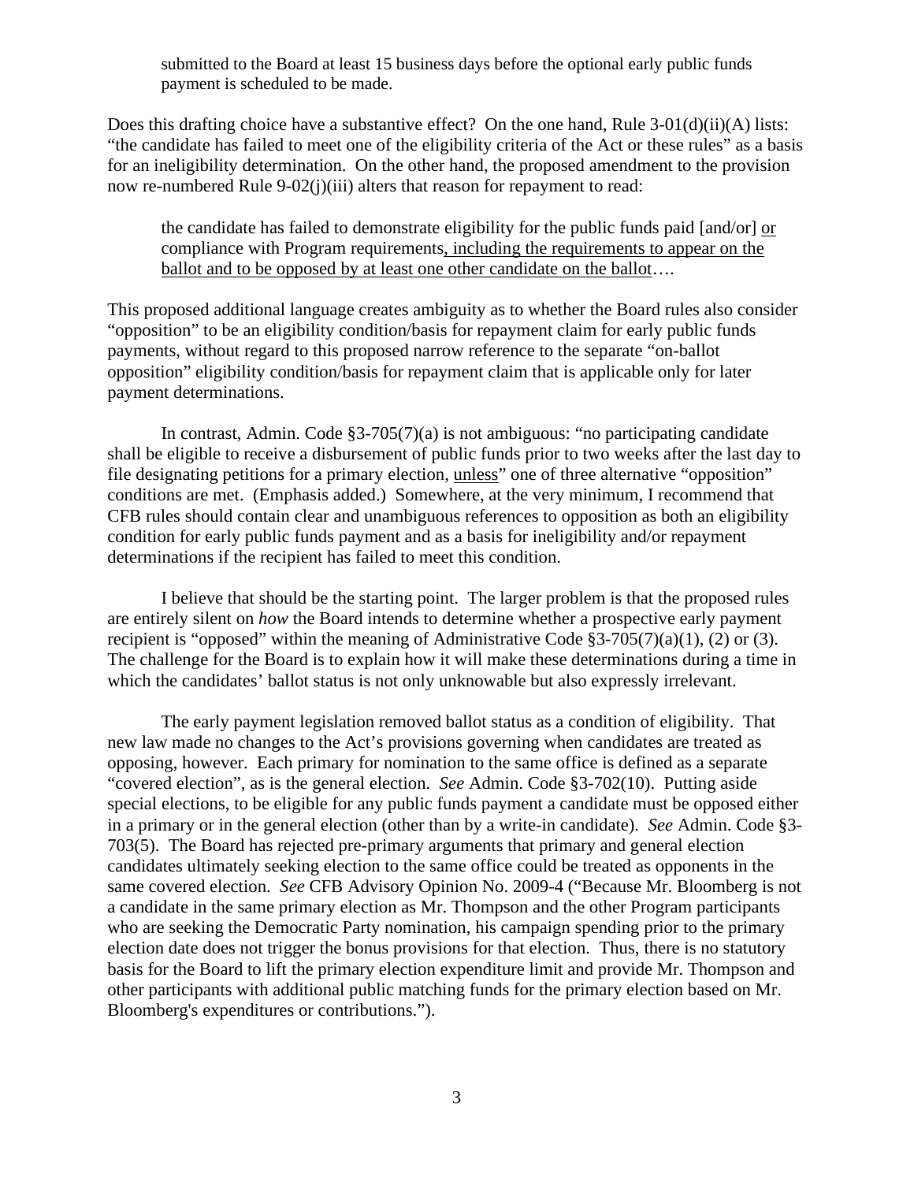submitted to the Board at least 15 business days before the optional early public funds payment is scheduled to be made.

Does this drafting choice have a substantive effect? On the one hand, Rule 3-01(d)(ii)(A) lists: "the candidate has failed to meet one of the eligibility criteria of the Act or these rules" as a basis for an ineligibility determination. On the other hand, the proposed amendment to the provision now re-numbered Rule 9-02(j)(iii) alters that reason for repayment to read:

> the candidate has failed to demonstrate eligibility for the public funds paid [and/or] <u>or</u> compliance with Program requirements<u>, including the requirements to appear on the ballot and to be opposed by at least one other candidate on the ballot</u>….

This proposed additional language creates ambiguity as to whether the Board rules also consider "opposition" to be an eligibility condition/basis for repayment claim for early public funds payments, without regard to this proposed narrow reference to the separate "on-ballot opposition" eligibility condition/basis for repayment claim that is applicable only for later payment determinations.

In contrast, Admin. Code §3-705(7)(a) is not ambiguous: "no participating candidate shall be eligible to receive a disbursement of public funds prior to two weeks after the last day to file designating petitions for a primary election, <u>unless</u>" one of three alternative "opposition" conditions are met. (Emphasis added.) Somewhere, at the very minimum, I recommend that CFB rules should contain clear and unambiguous references to opposition as both an eligibility condition for early public funds payment and as a basis for ineligibility and/or repayment determinations if the recipient has failed to meet this condition.

I believe that should be the starting point. The larger problem is that the proposed rules are entirely silent on *how* the Board intends to determine whether a prospective early payment recipient is "opposed" within the meaning of Administrative Code §3-705(7)(a)(1), (2) or (3). The challenge for the Board is to explain how it will make these determinations during a time in which the candidates' ballot status is not only unknowable but also expressly irrelevant.

The early payment legislation removed ballot status as a condition of eligibility. That new law made no changes to the Act's provisions governing when candidates are treated as opposing, however. Each primary for nomination to the same office is defined as a separate "covered election", as is the general election. *See* Admin. Code §3-702(10). Putting aside special elections, to be eligible for any public funds payment a candidate must be opposed either in a primary or in the general election (other than by a write-in candidate). *See* Admin. Code §3-703(5). The Board has rejected pre-primary arguments that primary and general election candidates ultimately seeking election to the same office could be treated as opponents in the same covered election. *See* CFB Advisory Opinion No. 2009-4 ("Because Mr. Bloomberg is not a candidate in the same primary election as Mr. Thompson and the other Program participants who are seeking the Democratic Party nomination, his campaign spending prior to the primary election date does not trigger the bonus provisions for that election. Thus, there is no statutory basis for the Board to lift the primary election expenditure limit and provide Mr. Thompson and other participants with additional public matching funds for the primary election based on Mr. Bloomberg's expenditures or contributions.").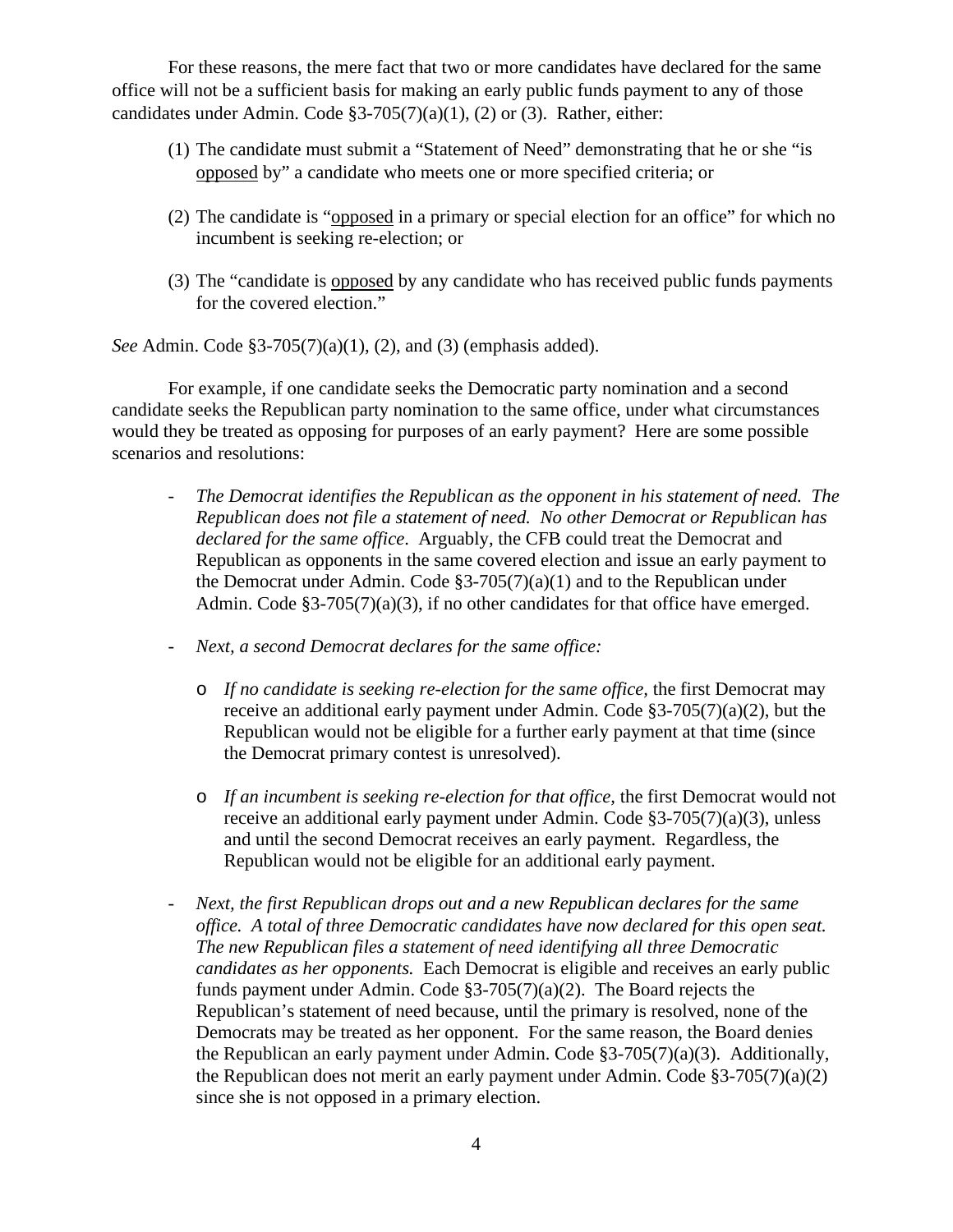For these reasons, the mere fact that two or more candidates have declared for the same office will not be a sufficient basis for making an early public funds payment to any of those candidates under Admin. Code §3-705(7)(a)(1), (2) or (3). Rather, either:

(1) The candidate must submit a "Statement of Need" demonstrating that he or she "is <u>opposed</u> by" a candidate who meets one or more specified criteria; or

(2) The candidate is "<u>opposed</u> in a primary or special election for an office" for which no incumbent is seeking re-election; or

(3) The "candidate is <u>opposed</u> by any candidate who has received public funds payments for the covered election."

*See* Admin. Code §3-705(7)(a)(1), (2), and (3) (emphasis added).

For example, if one candidate seeks the Democratic party nomination and a second candidate seeks the Republican party nomination to the same office, under what circumstances would they be treated as opposing for purposes of an early payment? Here are some possible scenarios and resolutions:

- *The Democrat identifies the Republican as the opponent in his statement of need. The Republican does not file a statement of need. No other Democrat or Republican has declared for the same office*. Arguably, the CFB could treat the Democrat and Republican as opponents in the same covered election and issue an early payment to the Democrat under Admin. Code §3-705(7)(a)(1) and to the Republican under Admin. Code §3-705(7)(a)(3), if no other candidates for that office have emerged.

- *Next, a second Democrat declares for the same office:*

  - *If no candidate is seeking re-election for the same office*, the first Democrat may receive an additional early payment under Admin. Code §3-705(7)(a)(2), but the Republican would not be eligible for a further early payment at that time (since the Democrat primary contest is unresolved).

  - *If an incumbent is seeking re-election for that office*, the first Democrat would not receive an additional early payment under Admin. Code §3-705(7)(a)(3), unless and until the second Democrat receives an early payment. Regardless, the Republican would not be eligible for an additional early payment.

- *Next, the first Republican drops out and a new Republican declares for the same office. A total of three Democratic candidates have now declared for this open seat. The new Republican files a statement of need identifying all three Democratic candidates as her opponents.* Each Democrat is eligible and receives an early public funds payment under Admin. Code §3-705(7)(a)(2). The Board rejects the Republican's statement of need because, until the primary is resolved, none of the Democrats may be treated as her opponent. For the same reason, the Board denies the Republican an early payment under Admin. Code §3-705(7)(a)(3). Additionally, the Republican does not merit an early payment under Admin. Code §3-705(7)(a)(2) since she is not opposed in a primary election.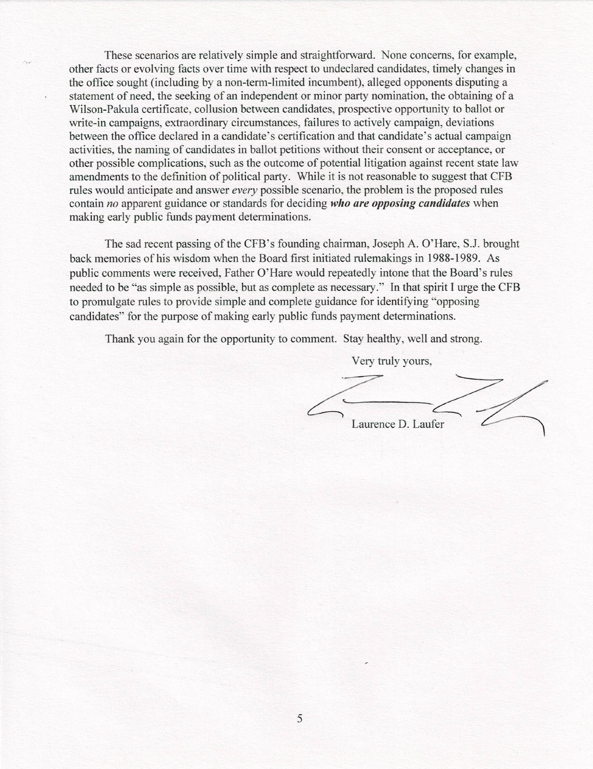These scenarios are relatively simple and straightforward. None concerns, for example, other facts or evolving facts over time with respect to undeclared candidates, timely changes in the office sought (including by a non-term-limited incumbent), alleged opponents disputing a statement of need, the seeking of an independent or minor party nomination, the obtaining of a Wilson-Pakula certificate, collusion between candidates, prospective opportunity to ballot or write-in campaigns, extraordinary circumstances, failures to actively campaign, deviations between the office declared in a candidate's certification and that candidate's actual campaign activities, the naming of candidates in ballot petitions without their consent or acceptance, or other possible complications, such as the outcome of potential litigation against recent state law amendments to the definition of political party. While it is not reasonable to suggest that CFB rules would anticipate and answer *every* possible scenario, the problem is the proposed rules contain *no* apparent guidance or standards for deciding ***who are opposing candidates*** when making early public funds payment determinations.

The sad recent passing of the CFB's founding chairman, Joseph A. O'Hare, S.J. brought back memories of his wisdom when the Board first initiated rulemakings in 1988-1989. As public comments were received, Father O'Hare would repeatedly intone that the Board's rules needed to be "as simple as possible, but as complete as necessary." In that spirit I urge the CFB to promulgate rules to provide simple and complete guidance for identifying "opposing candidates" for the purpose of making early public funds payment determinations.

Thank you again for the opportunity to comment. Stay healthy, well and strong.

Very truly yours,

Laurence D. Laufer